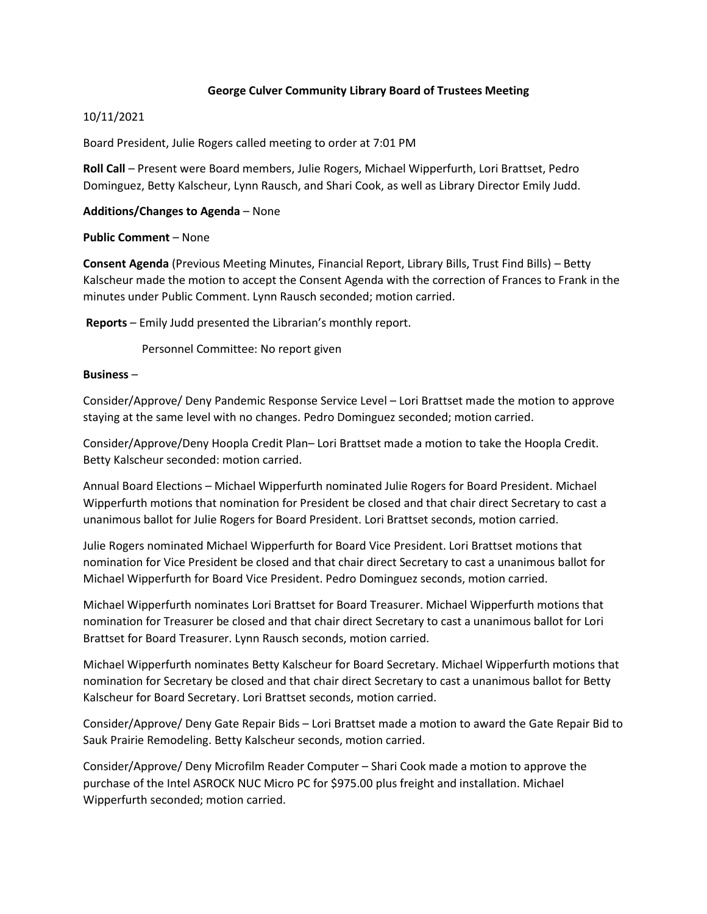**George Culver Community Library Board of Trustees Meeting**

10/11/2021

Board President, Julie Rogers called meeting to order at 7:01 PM

**Roll Call** – Present were Board members, Julie Rogers, Michael Wipperfurth, Lori Brattset, Pedro Dominguez, Betty Kalscheur, Lynn Rausch, and Shari Cook, as well as Library Director Emily Judd.

**Additions/Changes to Agenda** – None

**Public Comment** – None

**Consent Agenda** (Previous Meeting Minutes, Financial Report, Library Bills, Trust Find Bills) – Betty Kalscheur made the motion to accept the Consent Agenda with the correction of Frances to Frank in the minutes under Public Comment. Lynn Rausch seconded; motion carried.

**Reports** – Emily Judd presented the Librarian's monthly report.

Personnel Committee: No report given

**Business** –

Consider/Approve/ Deny Pandemic Response Service Level – Lori Brattset made the motion to approve staying at the same level with no changes. Pedro Dominguez seconded; motion carried.

Consider/Approve/Deny Hoopla Credit Plan– Lori Brattset made a motion to take the Hoopla Credit. Betty Kalscheur seconded: motion carried.

Annual Board Elections – Michael Wipperfurth nominated Julie Rogers for Board President. Michael Wipperfurth motions that nomination for President be closed and that chair direct Secretary to cast a unanimous ballot for Julie Rogers for Board President. Lori Brattset seconds, motion carried.

Julie Rogers nominated Michael Wipperfurth for Board Vice President. Lori Brattset motions that nomination for Vice President be closed and that chair direct Secretary to cast a unanimous ballot for Michael Wipperfurth for Board Vice President. Pedro Dominguez seconds, motion carried.

Michael Wipperfurth nominates Lori Brattset for Board Treasurer. Michael Wipperfurth motions that nomination for Treasurer be closed and that chair direct Secretary to cast a unanimous ballot for Lori Brattset for Board Treasurer. Lynn Rausch seconds, motion carried.

Michael Wipperfurth nominates Betty Kalscheur for Board Secretary. Michael Wipperfurth motions that nomination for Secretary be closed and that chair direct Secretary to cast a unanimous ballot for Betty Kalscheur for Board Secretary. Lori Brattset seconds, motion carried.

Consider/Approve/ Deny Gate Repair Bids – Lori Brattset made a motion to award the Gate Repair Bid to Sauk Prairie Remodeling. Betty Kalscheur seconds, motion carried.

Consider/Approve/ Deny Microfilm Reader Computer – Shari Cook made a motion to approve the purchase of the Intel ASROCK NUC Micro PC for $975.00 plus freight and installation. Michael Wipperfurth seconded; motion carried.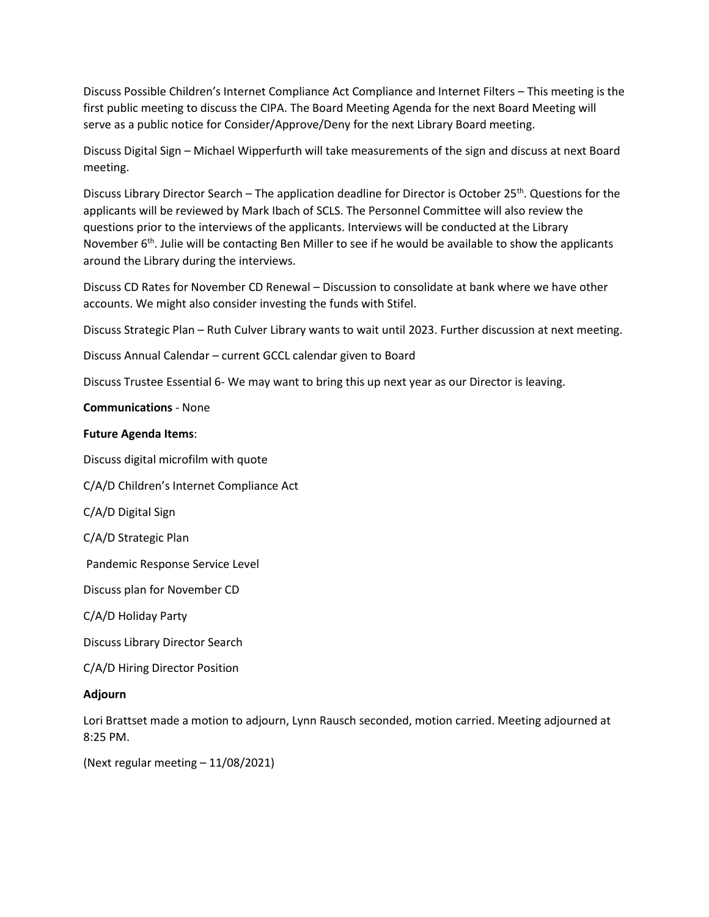Discuss Possible Children's Internet Compliance Act Compliance and Internet Filters – This meeting is the first public meeting to discuss the CIPA. The Board Meeting Agenda for the next Board Meeting will serve as a public notice for Consider/Approve/Deny for the next Library Board meeting.

Discuss Digital Sign – Michael Wipperfurth will take measurements of the sign and discuss at next Board meeting.

Discuss Library Director Search – The application deadline for Director is October 25th. Questions for the applicants will be reviewed by Mark Ibach of SCLS. The Personnel Committee will also review the questions prior to the interviews of the applicants. Interviews will be conducted at the Library November 6th. Julie will be contacting Ben Miller to see if he would be available to show the applicants around the Library during the interviews.

Discuss CD Rates for November CD Renewal – Discussion to consolidate at bank where we have other accounts. We might also consider investing the funds with Stifel.

Discuss Strategic Plan – Ruth Culver Library wants to wait until 2023. Further discussion at next meeting.

Discuss Annual Calendar – current GCCL calendar given to Board

Discuss Trustee Essential 6- We may want to bring this up next year as our Director is leaving.

**Communications** - None

**Future Agenda Items**:

Discuss digital microfilm with quote

C/A/D Children's Internet Compliance Act

C/A/D Digital Sign

C/A/D Strategic Plan

Pandemic Response Service Level

Discuss plan for November CD

C/A/D Holiday Party

Discuss Library Director Search

C/A/D Hiring Director Position

**Adjourn**

Lori Brattset made a motion to adjourn, Lynn Rausch seconded, motion carried. Meeting adjourned at 8:25 PM.

(Next regular meeting – 11/08/2021)